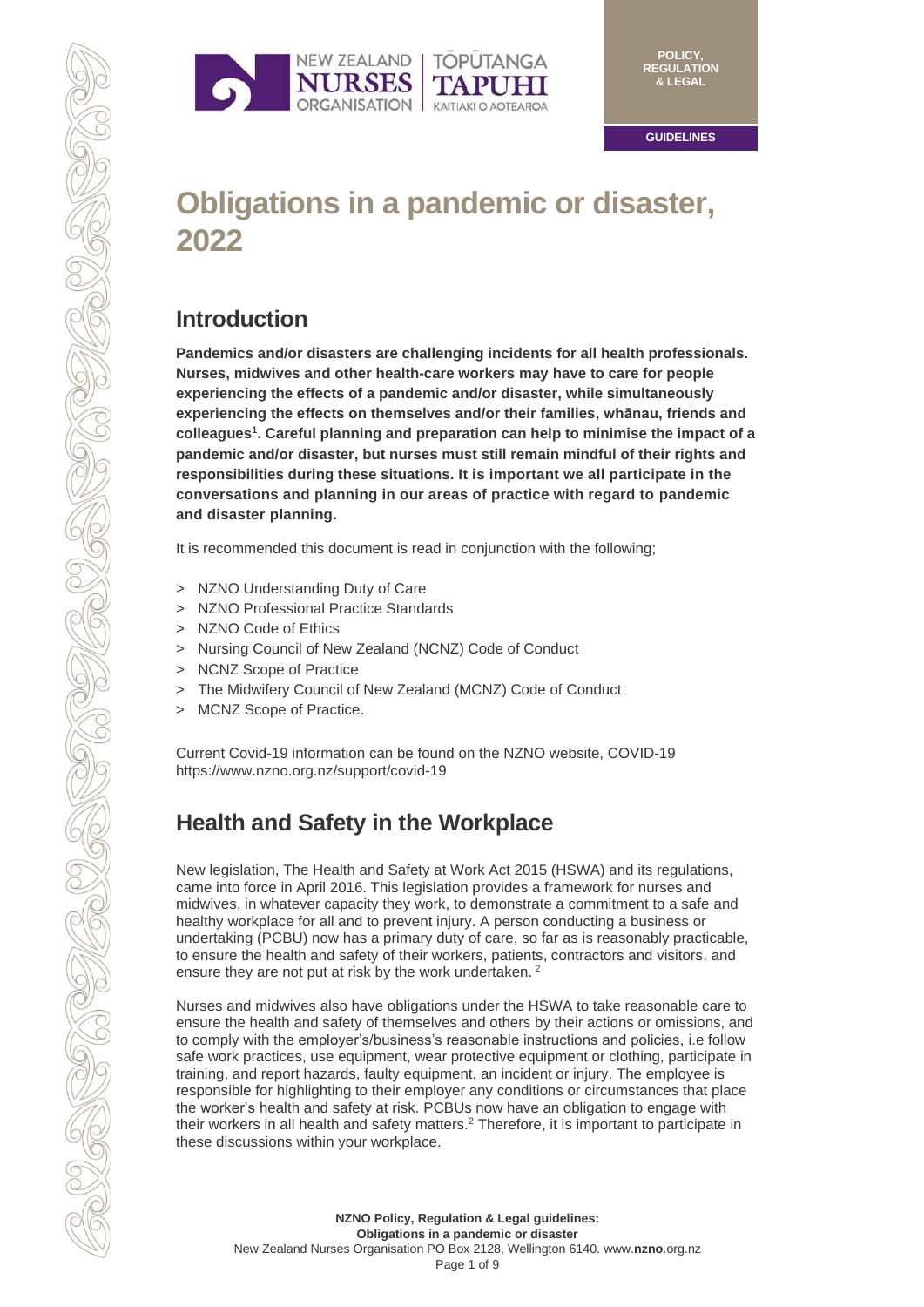POLICY, REGULATION & LEGAL

GUIDELINES

# Obligations in a pandemic or disaster, 2022

## Introduction

**Pandemics and/or disasters are challenging incidents for all health professionals. Nurses, midwives and other health-care workers may have to care for people experiencing the effects of a pandemic and/or disaster, while simultaneously experiencing the effects on themselves and/or their families, whānau, friends and colleagues[1]. Careful planning and preparation can help to minimise the impact of a pandemic and/or disaster, but nurses must still remain mindful of their rights and responsibilities during these situations. It is important we all participate in the conversations and planning in our areas of practice with regard to pandemic and disaster planning.**

It is recommended this document is read in conjunction with the following;

- NZNO Understanding Duty of Care
- NZNO Professional Practice Standards
- NZNO Code of Ethics
- Nursing Council of New Zealand (NCNZ) Code of Conduct
- NCNZ Scope of Practice
- The Midwifery Council of New Zealand (MCNZ) Code of Conduct
- MCNZ Scope of Practice.

Current Covid-19 information can be found on the NZNO website, COVID-19 https://www.nzno.org.nz/support/covid-19

## Health and Safety in the Workplace

New legislation, The Health and Safety at Work Act 2015 (HSWA) and its regulations, came into force in April 2016. This legislation provides a framework for nurses and midwives, in whatever capacity they work, to demonstrate a commitment to a safe and healthy workplace for all and to prevent injury. A person conducting a business or undertaking (PCBU) now has a primary duty of care, so far as is reasonably practicable, to ensure the health and safety of their workers, patients, contractors and visitors, and ensure they are not put at risk by the work undertaken. [2]

Nurses and midwives also have obligations under the HSWA to take reasonable care to ensure the health and safety of themselves and others by their actions or omissions, and to comply with the employer's/business's reasonable instructions and policies, i.e follow safe work practices, use equipment, wear protective equipment or clothing, participate in training, and report hazards, faulty equipment, an incident or injury. The employee is responsible for highlighting to their employer any conditions or circumstances that place the worker's health and safety at risk. PCBUs now have an obligation to engage with their workers in all health and safety matters.[2] Therefore, it is important to participate in these discussions within your workplace.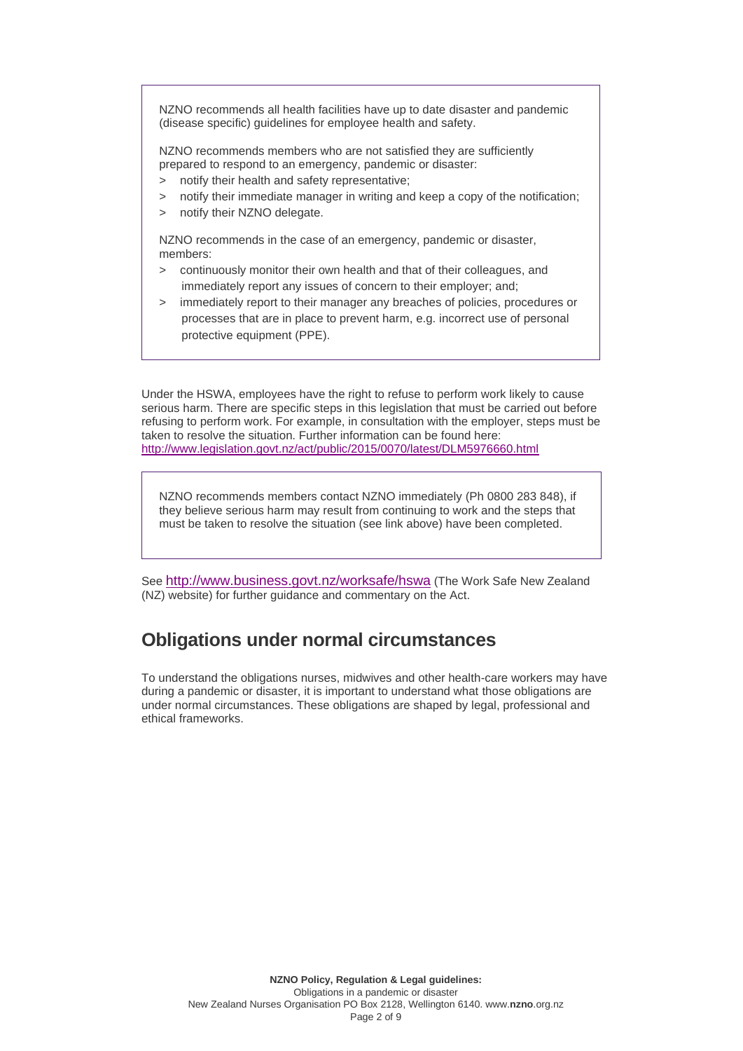NZNO recommends all health facilities have up to date disaster and pandemic (disease specific) guidelines for employee health and safety.

NZNO recommends members who are not satisfied they are sufficiently prepared to respond to an emergency, pandemic or disaster:

- notify their health and safety representative;
- notify their immediate manager in writing and keep a copy of the notification;
- notify their NZNO delegate.

NZNO recommends in the case of an emergency, pandemic or disaster, members:

- continuously monitor their own health and that of their colleagues, and immediately report any issues of concern to their employer; and;
- immediately report to their manager any breaches of policies, procedures or processes that are in place to prevent harm, e.g. incorrect use of personal protective equipment (PPE).

Under the HSWA, employees have the right to refuse to perform work likely to cause serious harm. There are specific steps in this legislation that must be carried out before refusing to perform work. For example, in consultation with the employer, steps must be taken to resolve the situation. Further information can be found here: http://www.legislation.govt.nz/act/public/2015/0070/latest/DLM5976660.html

NZNO recommends members contact NZNO immediately (Ph 0800 283 848), if they believe serious harm may result from continuing to work and the steps that must be taken to resolve the situation (see link above) have been completed.

See http://www.business.govt.nz/worksafe/hswa (The Work Safe New Zealand (NZ) website) for further guidance and commentary on the Act.

## Obligations under normal circumstances

To understand the obligations nurses, midwives and other health-care workers may have during a pandemic or disaster, it is important to understand what those obligations are under normal circumstances. These obligations are shaped by legal, professional and ethical frameworks.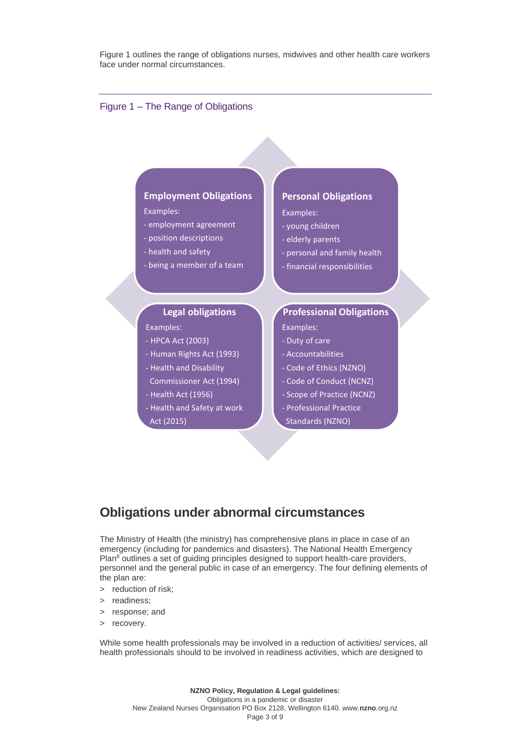Figure 1 outlines the range of obligations nurses, midwives and other health care workers face under normal circumstances.

Figure 1 – The Range of Obligations

**Employment Obligations**

Examples:
- employment agreement
- position descriptions
- health and safety
- being a member of a team

**Personal Obligations**

Examples:
- young children
- elderly parents
- personal and family health
- financial responsibilities

**Legal obligations**

Examples:
- HPCA Act (2003)
- Human Rights Act (1993)
- Health and Disability Commissioner Act (1994)
- Health Act (1956)
- Health and Safety at work Act (2015)

**Professional Obligations**

Examples:
- Duty of care
- Accountabilities
- Code of Ethics (NZNO)
- Code of Conduct (NCNZ)
- Scope of Practice (NCNZ)
- Professional Practice Standards (NZNO)

## Obligations under abnormal circumstances

The Ministry of Health (the ministry) has comprehensive plans in place in case of an emergency (including for pandemics and disasters). The National Health Emergency Plan[8] outlines a set of guiding principles designed to support health-care providers, personnel and the general public in case of an emergency. The four defining elements of the plan are:

> reduction of risk;
> readiness;
> response; and
> recovery.

While some health professionals may be involved in a reduction of activities/ services, all health professionals should to be involved in readiness activities, which are designed to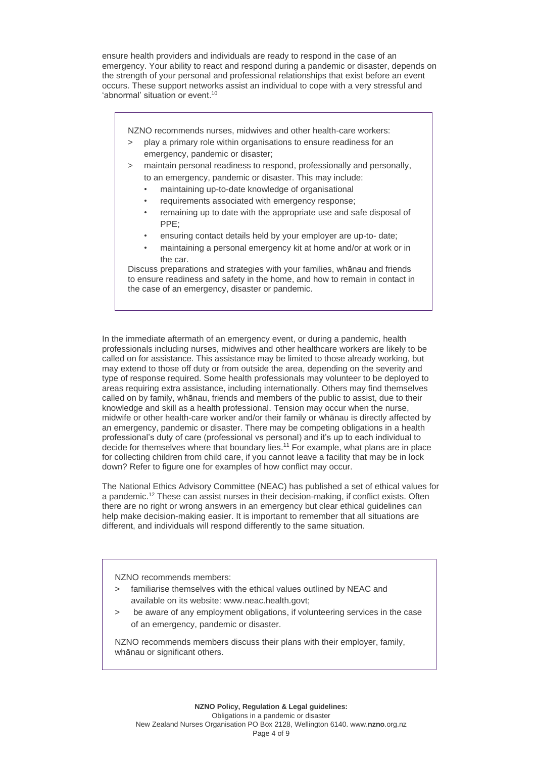ensure health providers and individuals are ready to respond in the case of an emergency. Your ability to react and respond during a pandemic or disaster, depends on the strength of your personal and professional relationships that exist before an event occurs. These support networks assist an individual to cope with a very stressful and 'abnormal' situation or event.[10]

> NZNO recommends nurses, midwives and other health-care workers:
>
> - play a primary role within organisations to ensure readiness for an emergency, pandemic or disaster;
> - maintain personal readiness to respond, professionally and personally, to an emergency, pandemic or disaster. This may include:
>   - maintaining up-to-date knowledge of organisational
>   - requirements associated with emergency response;
>   - remaining up to date with the appropriate use and safe disposal of PPE;
>   - ensuring contact details held by your employer are up-to- date;
>   - maintaining a personal emergency kit at home and/or at work or in the car.
>
> Discuss preparations and strategies with your families, whānau and friends to ensure readiness and safety in the home, and how to remain in contact in the case of an emergency, disaster or pandemic.

In the immediate aftermath of an emergency event, or during a pandemic, health professionals including nurses, midwives and other healthcare workers are likely to be called on for assistance. This assistance may be limited to those already working, but may extend to those off duty or from outside the area, depending on the severity and type of response required. Some health professionals may volunteer to be deployed to areas requiring extra assistance, including internationally. Others may find themselves called on by family, whānau, friends and members of the public to assist, due to their knowledge and skill as a health professional. Tension may occur when the nurse, midwife or other health-care worker and/or their family or whānau is directly affected by an emergency, pandemic or disaster. There may be competing obligations in a health professional's duty of care (professional vs personal) and it's up to each individual to decide for themselves where that boundary lies.[11] For example, what plans are in place for collecting children from child care, if you cannot leave a facility that may be in lock down? Refer to figure one for examples of how conflict may occur.

The National Ethics Advisory Committee (NEAC) has published a set of ethical values for a pandemic.[12] These can assist nurses in their decision-making, if conflict exists. Often there are no right or wrong answers in an emergency but clear ethical guidelines can help make decision-making easier. It is important to remember that all situations are different, and individuals will respond differently to the same situation.

> NZNO recommends members:
>
> - familiarise themselves with the ethical values outlined by NEAC and available on its website: www.neac.health.govt;
> - be aware of any employment obligations, if volunteering services in the case of an emergency, pandemic or disaster.
>
> NZNO recommends members discuss their plans with their employer, family, whānau or significant others.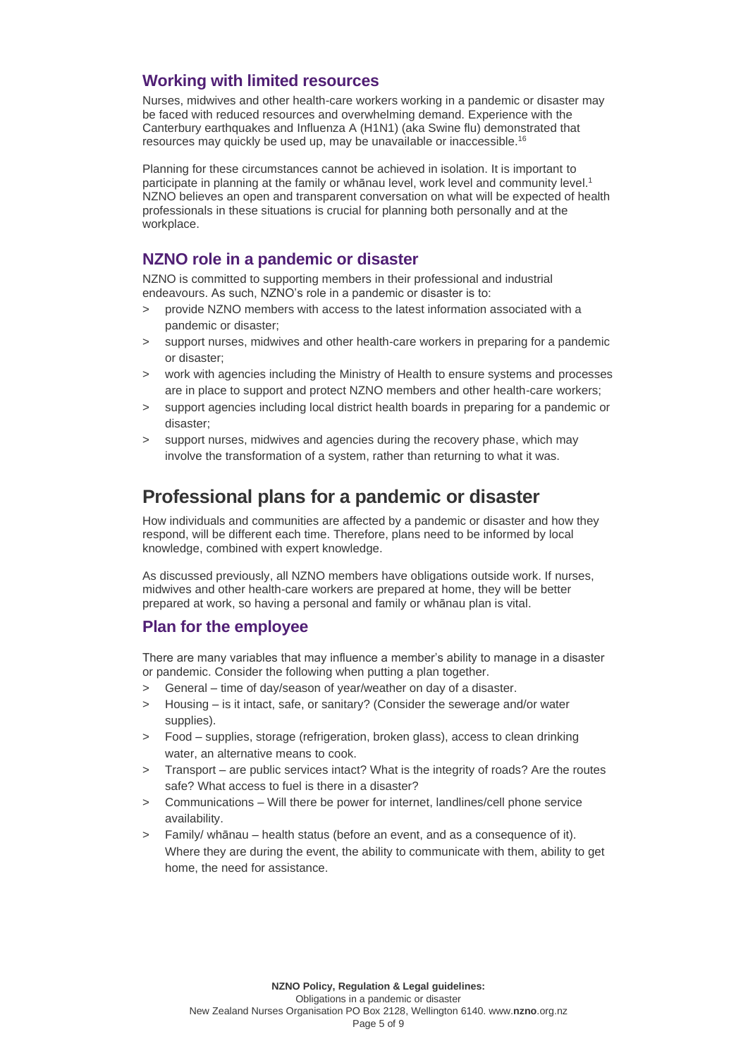### Working with limited resources

Nurses, midwives and other health-care workers working in a pandemic or disaster may be faced with reduced resources and overwhelming demand. Experience with the Canterbury earthquakes and Influenza A (H1N1) (aka Swine flu) demonstrated that resources may quickly be used up, may be unavailable or inaccessible.[16]

Planning for these circumstances cannot be achieved in isolation. It is important to participate in planning at the family or whānau level, work level and community level.[1] NZNO believes an open and transparent conversation on what will be expected of health professionals in these situations is crucial for planning both personally and at the workplace.

### NZNO role in a pandemic or disaster

NZNO is committed to supporting members in their professional and industrial endeavours. As such, NZNO's role in a pandemic or disaster is to:

- provide NZNO members with access to the latest information associated with a pandemic or disaster;
- support nurses, midwives and other health-care workers in preparing for a pandemic or disaster;
- work with agencies including the Ministry of Health to ensure systems and processes are in place to support and protect NZNO members and other health-care workers;
- support agencies including local district health boards in preparing for a pandemic or disaster;
- support nurses, midwives and agencies during the recovery phase, which may involve the transformation of a system, rather than returning to what it was.

## Professional plans for a pandemic or disaster

How individuals and communities are affected by a pandemic or disaster and how they respond, will be different each time. Therefore, plans need to be informed by local knowledge, combined with expert knowledge.

As discussed previously, all NZNO members have obligations outside work. If nurses, midwives and other health-care workers are prepared at home, they will be better prepared at work, so having a personal and family or whānau plan is vital.

### Plan for the employee

There are many variables that may influence a member's ability to manage in a disaster or pandemic. Consider the following when putting a plan together.

- General – time of day/season of year/weather on day of a disaster.
- Housing – is it intact, safe, or sanitary? (Consider the sewerage and/or water supplies).
- Food – supplies, storage (refrigeration, broken glass), access to clean drinking water, an alternative means to cook.
- Transport – are public services intact? What is the integrity of roads? Are the routes safe? What access to fuel is there in a disaster?
- Communications – Will there be power for internet, landlines/cell phone service availability.
- Family/ whānau – health status (before an event, and as a consequence of it). Where they are during the event, the ability to communicate with them, ability to get home, the need for assistance.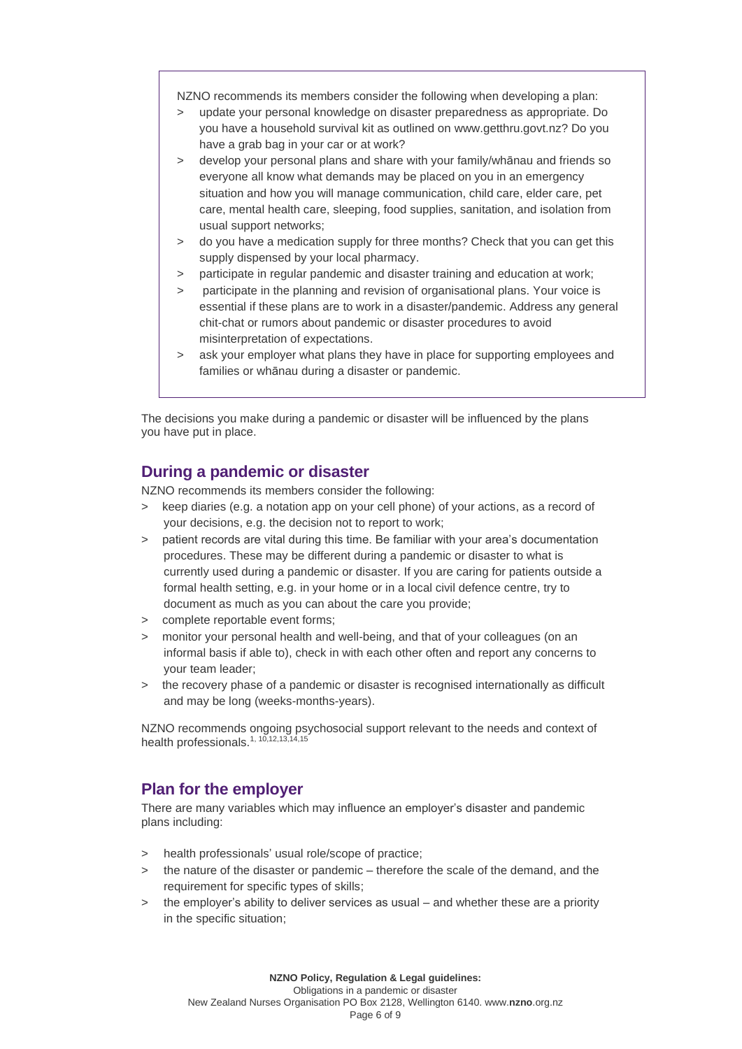NZNO recommends its members consider the following when developing a plan:

- update your personal knowledge on disaster preparedness as appropriate. Do you have a household survival kit as outlined on www.getthru.govt.nz? Do you have a grab bag in your car or at work?
- develop your personal plans and share with your family/whānau and friends so everyone all know what demands may be placed on you in an emergency situation and how you will manage communication, child care, elder care, pet care, mental health care, sleeping, food supplies, sanitation, and isolation from usual support networks;
- do you have a medication supply for three months? Check that you can get this supply dispensed by your local pharmacy.
- participate in regular pandemic and disaster training and education at work;
- participate in the planning and revision of organisational plans. Your voice is essential if these plans are to work in a disaster/pandemic. Address any general chit-chat or rumors about pandemic or disaster procedures to avoid misinterpretation of expectations.
- ask your employer what plans they have in place for supporting employees and families or whānau during a disaster or pandemic.

The decisions you make during a pandemic or disaster will be influenced by the plans you have put in place.

## During a pandemic or disaster

NZNO recommends its members consider the following:

- keep diaries (e.g. a notation app on your cell phone) of your actions, as a record of your decisions, e.g. the decision not to report to work;
- patient records are vital during this time. Be familiar with your area's documentation procedures. These may be different during a pandemic or disaster to what is currently used during a pandemic or disaster. If you are caring for patients outside a formal health setting, e.g. in your home or in a local civil defence centre, try to document as much as you can about the care you provide;
- complete reportable event forms;
- monitor your personal health and well-being, and that of your colleagues (on an informal basis if able to), check in with each other often and report any concerns to your team leader;
- the recovery phase of a pandemic or disaster is recognised internationally as difficult and may be long (weeks-months-years).

NZNO recommends ongoing psychosocial support relevant to the needs and context of health professionals.[1, 10,12,13,14,15]

## Plan for the employer

There are many variables which may influence an employer's disaster and pandemic plans including:

- health professionals' usual role/scope of practice;
- the nature of the disaster or pandemic – therefore the scale of the demand, and the requirement for specific types of skills;
- the employer's ability to deliver services as usual – and whether these are a priority in the specific situation;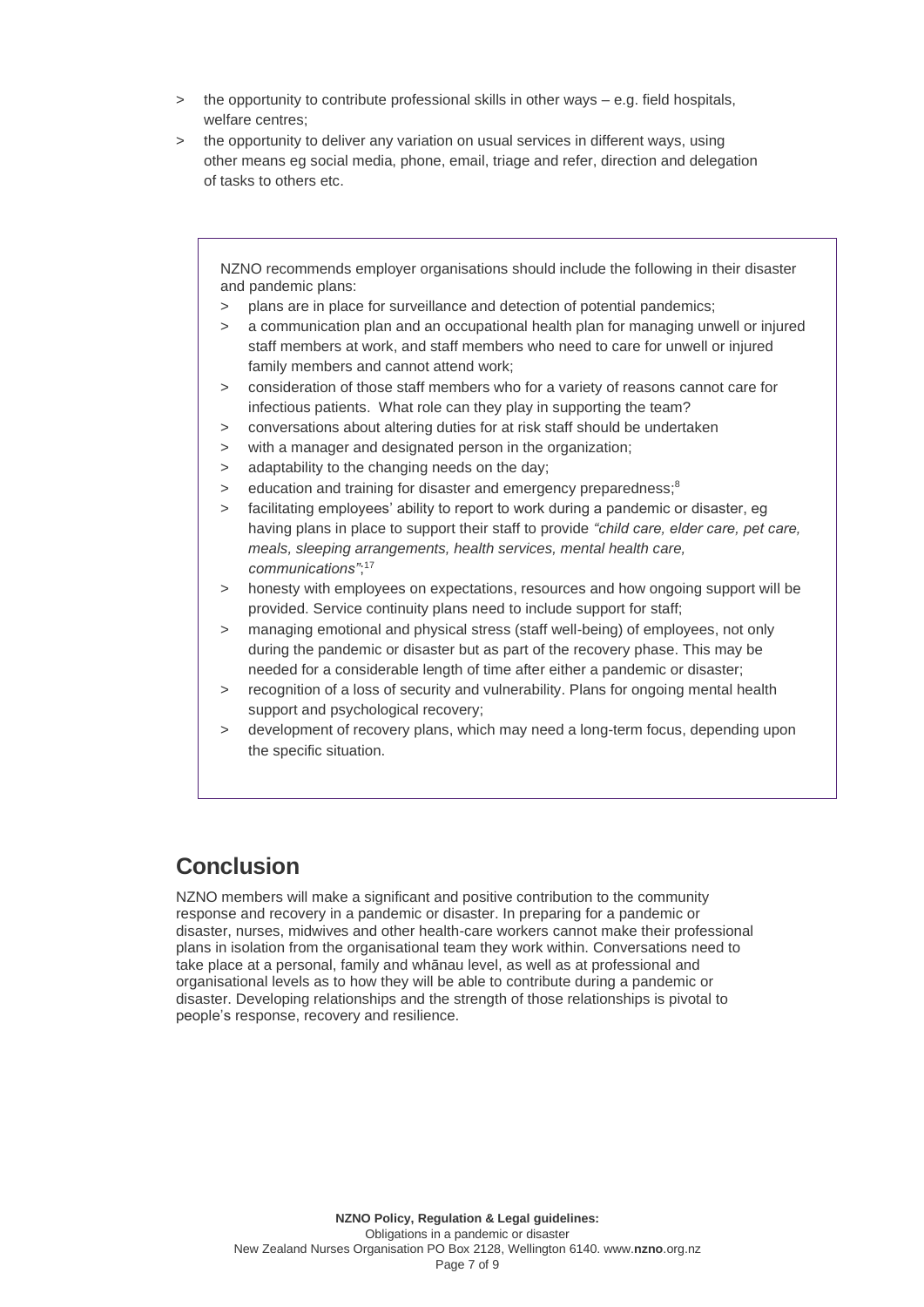- the opportunity to contribute professional skills in other ways – e.g. field hospitals, welfare centres;
- the opportunity to deliver any variation on usual services in different ways, using other means eg social media, phone, email, triage and refer, direction and delegation of tasks to others etc.

NZNO recommends employer organisations should include the following in their disaster and pandemic plans:

- plans are in place for surveillance and detection of potential pandemics;
- a communication plan and an occupational health plan for managing unwell or injured staff members at work, and staff members who need to care for unwell or injured family members and cannot attend work;
- consideration of those staff members who for a variety of reasons cannot care for infectious patients. What role can they play in supporting the team?
- conversations about altering duties for at risk staff should be undertaken
- with a manager and designated person in the organization;
- adaptability to the changing needs on the day;
- education and training for disaster and emergency preparedness;[8]
- facilitating employees' ability to report to work during a pandemic or disaster, eg having plans in place to support their staff to provide *"child care, elder care, pet care, meals, sleeping arrangements, health services, mental health care, communications"*;[17]
- honesty with employees on expectations, resources and how ongoing support will be provided. Service continuity plans need to include support for staff;
- managing emotional and physical stress (staff well-being) of employees, not only during the pandemic or disaster but as part of the recovery phase. This may be needed for a considerable length of time after either a pandemic or disaster;
- recognition of a loss of security and vulnerability. Plans for ongoing mental health support and psychological recovery;
- development of recovery plans, which may need a long-term focus, depending upon the specific situation.

## Conclusion

NZNO members will make a significant and positive contribution to the community response and recovery in a pandemic or disaster. In preparing for a pandemic or disaster, nurses, midwives and other health-care workers cannot make their professional plans in isolation from the organisational team they work within. Conversations need to take place at a personal, family and whānau level, as well as at professional and organisational levels as to how they will be able to contribute during a pandemic or disaster. Developing relationships and the strength of those relationships is pivotal to people's response, recovery and resilience.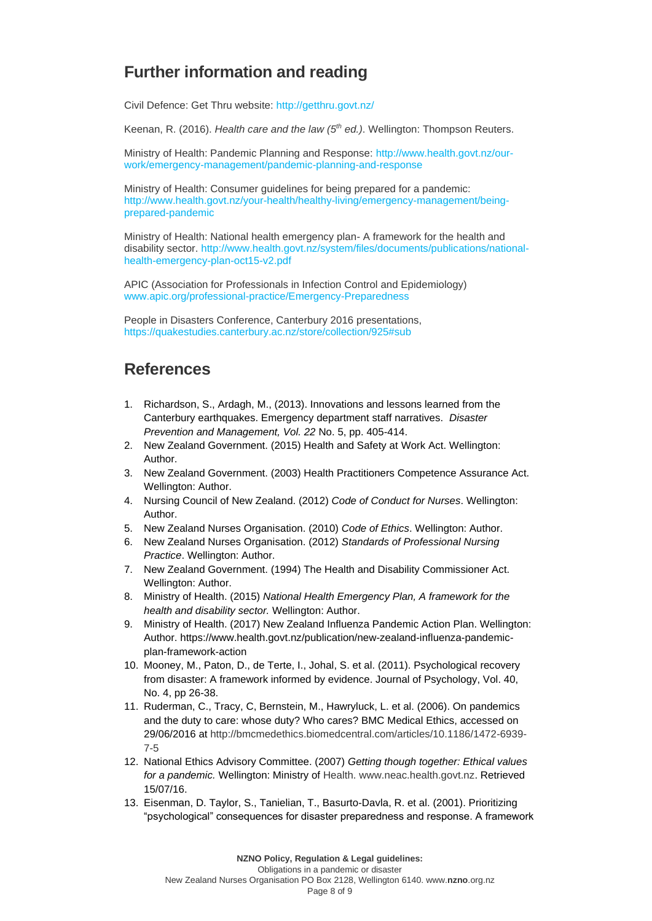## Further information and reading

Civil Defence: Get Thru website: http://getthru.govt.nz/

Keenan, R. (2016). *Health care and the law (5th ed.)*. Wellington: Thompson Reuters.

Ministry of Health: Pandemic Planning and Response: http://www.health.govt.nz/our-work/emergency-management/pandemic-planning-and-response

Ministry of Health: Consumer guidelines for being prepared for a pandemic: http://www.health.govt.nz/your-health/healthy-living/emergency-management/being-prepared-pandemic

Ministry of Health: National health emergency plan- A framework for the health and disability sector. http://www.health.govt.nz/system/files/documents/publications/national-health-emergency-plan-oct15-v2.pdf

APIC (Association for Professionals in Infection Control and Epidemiology) www.apic.org/professional-practice/Emergency-Preparedness

People in Disasters Conference, Canterbury 2016 presentations, https://quakestudies.canterbury.ac.nz/store/collection/925#sub

## References

1. Richardson, S., Ardagh, M., (2013). Innovations and lessons learned from the Canterbury earthquakes. Emergency department staff narratives. *Disaster Prevention and Management, Vol. 22* No. 5, pp. 405-414.
2. New Zealand Government. (2015) Health and Safety at Work Act. Wellington: Author.
3. New Zealand Government. (2003) Health Practitioners Competence Assurance Act. Wellington: Author.
4. Nursing Council of New Zealand. (2012) *Code of Conduct for Nurses*. Wellington: Author.
5. New Zealand Nurses Organisation. (2010) *Code of Ethics*. Wellington: Author.
6. New Zealand Nurses Organisation. (2012) *Standards of Professional Nursing Practice*. Wellington: Author.
7. New Zealand Government. (1994) The Health and Disability Commissioner Act. Wellington: Author.
8. Ministry of Health. (2015) *National Health Emergency Plan, A framework for the health and disability sector.* Wellington: Author.
9. Ministry of Health. (2017) New Zealand Influenza Pandemic Action Plan. Wellington: Author. https://www.health.govt.nz/publication/new-zealand-influenza-pandemic-plan-framework-action
10. Mooney, M., Paton, D., de Terte, I., Johal, S. et al. (2011). Psychological recovery from disaster: A framework informed by evidence. Journal of Psychology, Vol. 40, No. 4, pp 26-38.
11. Ruderman, C., Tracy, C, Bernstein, M., Hawryluck, L. et al. (2006). On pandemics and the duty to care: whose duty? Who cares? BMC Medical Ethics, accessed on 29/06/2016 at http://bmcmedethics.biomedcentral.com/articles/10.1186/1472-6939-7-5
12. National Ethics Advisory Committee. (2007) *Getting though together: Ethical values for a pandemic.* Wellington: Ministry of Health. www.neac.health.govt.nz. Retrieved 15/07/16.
13. Eisenman, D. Taylor, S., Tanielian, T., Basurto-Davla, R. et al. (2001). Prioritizing "psychological" consequences for disaster preparedness and response. A framework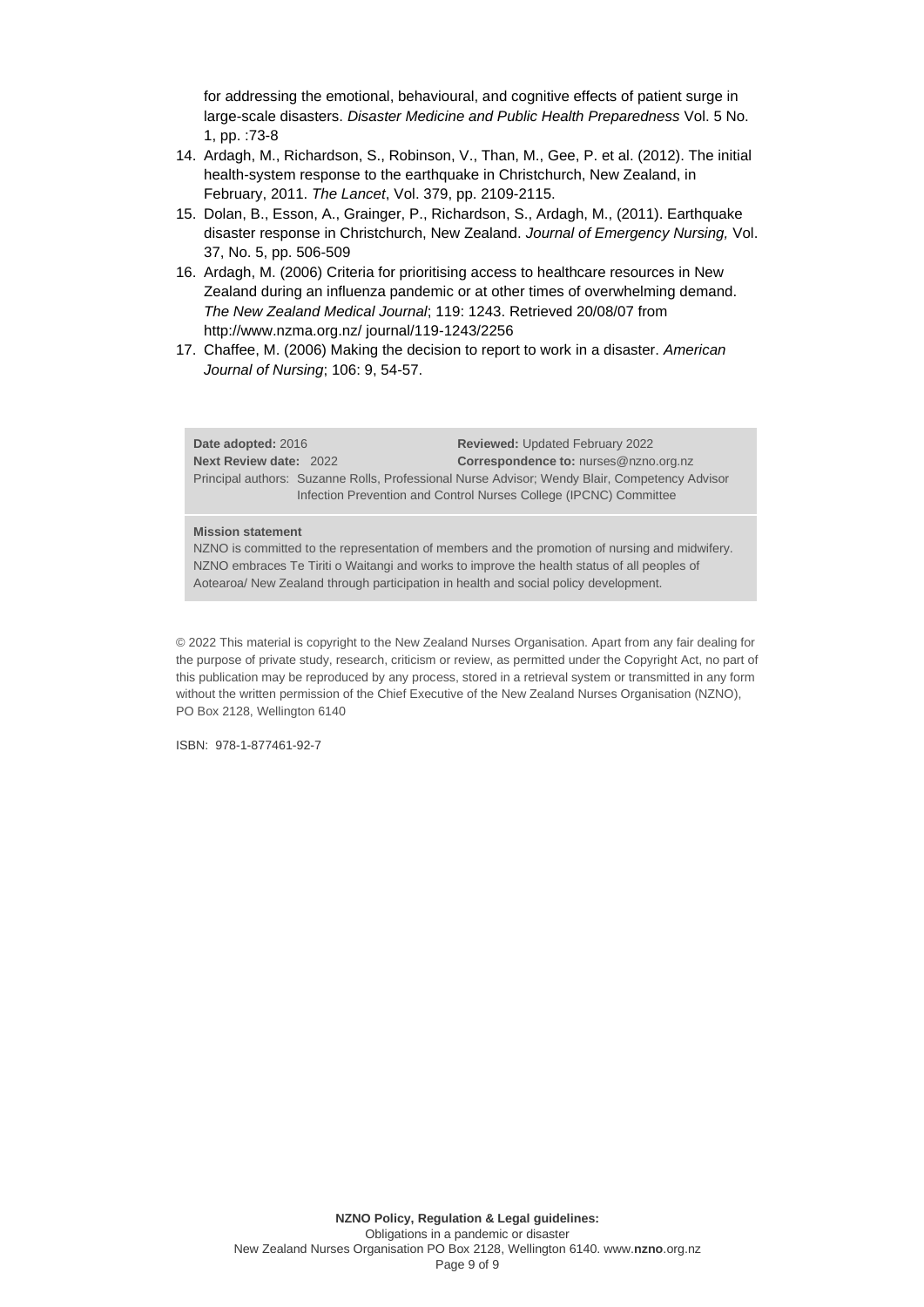for addressing the emotional, behavioural, and cognitive effects of patient surge in large-scale disasters. *Disaster Medicine and Public Health Preparedness* Vol. 5 No. 1, pp. :73-8

14. Ardagh, M., Richardson, S., Robinson, V., Than, M., Gee, P. et al. (2012). The initial health-system response to the earthquake in Christchurch, New Zealand, in February, 2011. *The Lancet*, Vol. 379, pp. 2109-2115.
15. Dolan, B., Esson, A., Grainger, P., Richardson, S., Ardagh, M., (2011). Earthquake disaster response in Christchurch, New Zealand. *Journal of Emergency Nursing,* Vol. 37, No. 5, pp. 506-509
16. Ardagh, M. (2006) Criteria for prioritising access to healthcare resources in New Zealand during an influenza pandemic or at other times of overwhelming demand. *The New Zealand Medical Journal*; 119: 1243. Retrieved 20/08/07 from http://www.nzma.org.nz/ journal/119-1243/2256
17. Chaffee, M. (2006) Making the decision to report to work in a disaster. *American Journal of Nursing*; 106: 9, 54-57.

| | |
|---|---|
| **Date adopted:** 2016 | **Reviewed:** Updated February 2022 |
| **Next Review date:** 2022 | **Correspondence to:** nurses@nzno.org.nz |

Principal authors: Suzanne Rolls, Professional Nurse Advisor; Wendy Blair, Competency Advisor
Infection Prevention and Control Nurses College (IPCNC) Committee

**Mission statement**

NZNO is committed to the representation of members and the promotion of nursing and midwifery. NZNO embraces Te Tiriti o Waitangi and works to improve the health status of all peoples of Aotearoa/ New Zealand through participation in health and social policy development.

© 2022 This material is copyright to the New Zealand Nurses Organisation. Apart from any fair dealing for the purpose of private study, research, criticism or review, as permitted under the Copyright Act, no part of this publication may be reproduced by any process, stored in a retrieval system or transmitted in any form without the written permission of the Chief Executive of the New Zealand Nurses Organisation (NZNO), PO Box 2128, Wellington 6140

ISBN: 978-1-877461-92-7